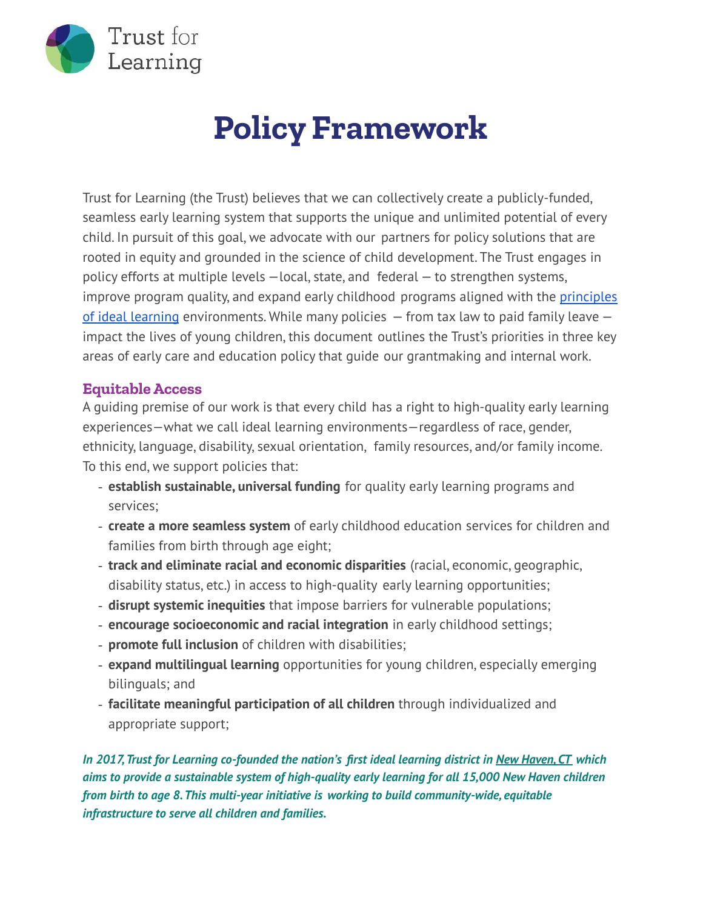Trust for Learning

# Policy Framework

Trust for Learning (the Trust) believes that we can collectively create a publicly-funded, seamless early learning system that supports the unique and unlimited potential of every child. In pursuit of this goal, we advocate with our partners for policy solutions that are rooted in equity and grounded in the science of child development. The Trust engages in policy efforts at multiple levels —local, state, and federal — to strengthen systems, improve program quality, and expand early childhood programs aligned with the principles of ideal learning environments. While many policies — from tax law to paid family leave — impact the lives of young children, this document outlines the Trust's priorities in three key areas of early care and education policy that guide our grantmaking and internal work.

## Equitable Access

A guiding premise of our work is that every child has a right to high-quality early learning experiences—what we call ideal learning environments—regardless of race, gender, ethnicity, language, disability, sexual orientation, family resources, and/or family income. To this end, we support policies that:

- **establish sustainable, universal funding** for quality early learning programs and services;
- **create a more seamless system** of early childhood education services for children and families from birth through age eight;
- **track and eliminate racial and economic disparities** (racial, economic, geographic, disability status, etc.) in access to high-quality early learning opportunities;
- **disrupt systemic inequities** that impose barriers for vulnerable populations;
- **encourage socioeconomic and racial integration** in early childhood settings;
- **promote full inclusion** of children with disabilities;
- **expand multilingual learning** opportunities for young children, especially emerging bilinguals; and
- **facilitate meaningful participation of all children** through individualized and appropriate support;

***In 2017, Trust for Learning co-founded the nation's first ideal learning district in New Haven, CT which aims to provide a sustainable system of high-quality early learning for all 15,000 New Haven children from birth to age 8. This multi-year initiative is working to build community-wide, equitable infrastructure to serve all children and families.***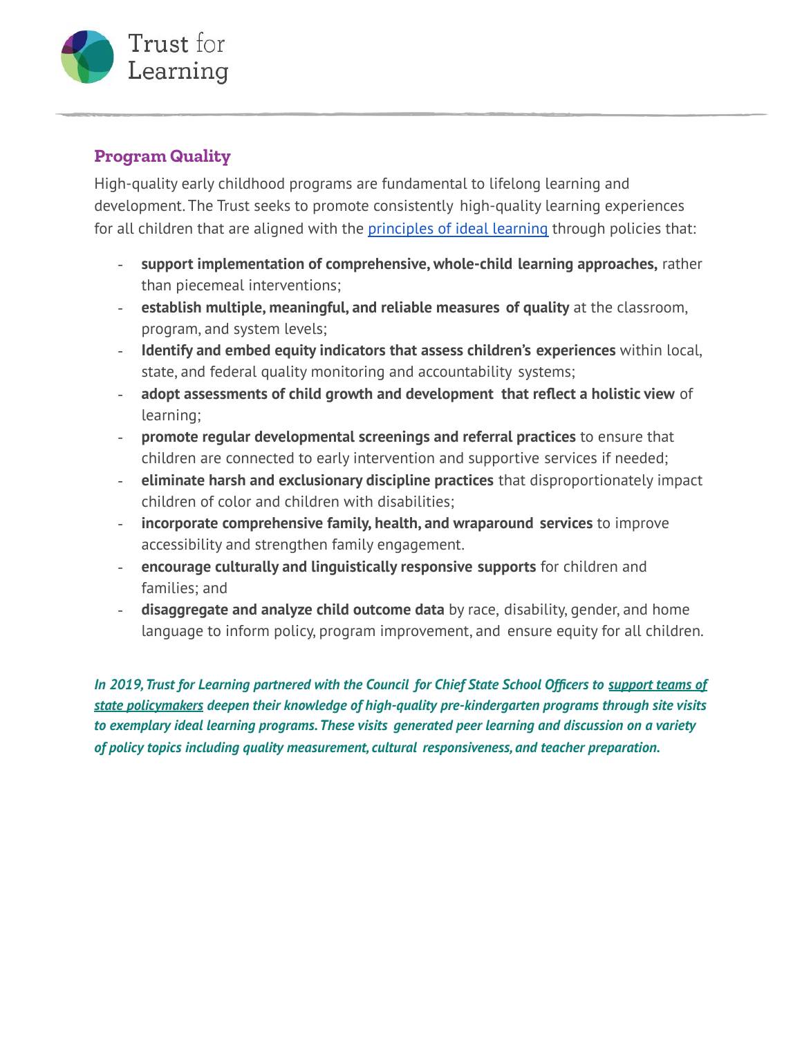## Program Quality

High-quality early childhood programs are fundamental to lifelong learning and development. The Trust seeks to promote consistently high-quality learning experiences for all children that are aligned with the principles of ideal learning through policies that:

- **support implementation of comprehensive, whole-child learning approaches,** rather than piecemeal interventions;
- **establish multiple, meaningful, and reliable measures of quality** at the classroom, program, and system levels;
- **Identify and embed equity indicators that assess children's experiences** within local, state, and federal quality monitoring and accountability systems;
- **adopt assessments of child growth and development that reflect a holistic view** of learning;
- **promote regular developmental screenings and referral practices** to ensure that children are connected to early intervention and supportive services if needed;
- **eliminate harsh and exclusionary discipline practices** that disproportionately impact children of color and children with disabilities;
- **incorporate comprehensive family, health, and wraparound services** to improve accessibility and strengthen family engagement.
- **encourage culturally and linguistically responsive supports** for children and families; and
- **disaggregate and analyze child outcome data** by race, disability, gender, and home language to inform policy, program improvement, and ensure equity for all children.

***In 2019, Trust for Learning partnered with the Council for Chief State School Officers to support teams of state policymakers deepen their knowledge of high-quality pre-kindergarten programs through site visits to exemplary ideal learning programs. These visits generated peer learning and discussion on a variety of policy topics including quality measurement, cultural responsiveness, and teacher preparation.***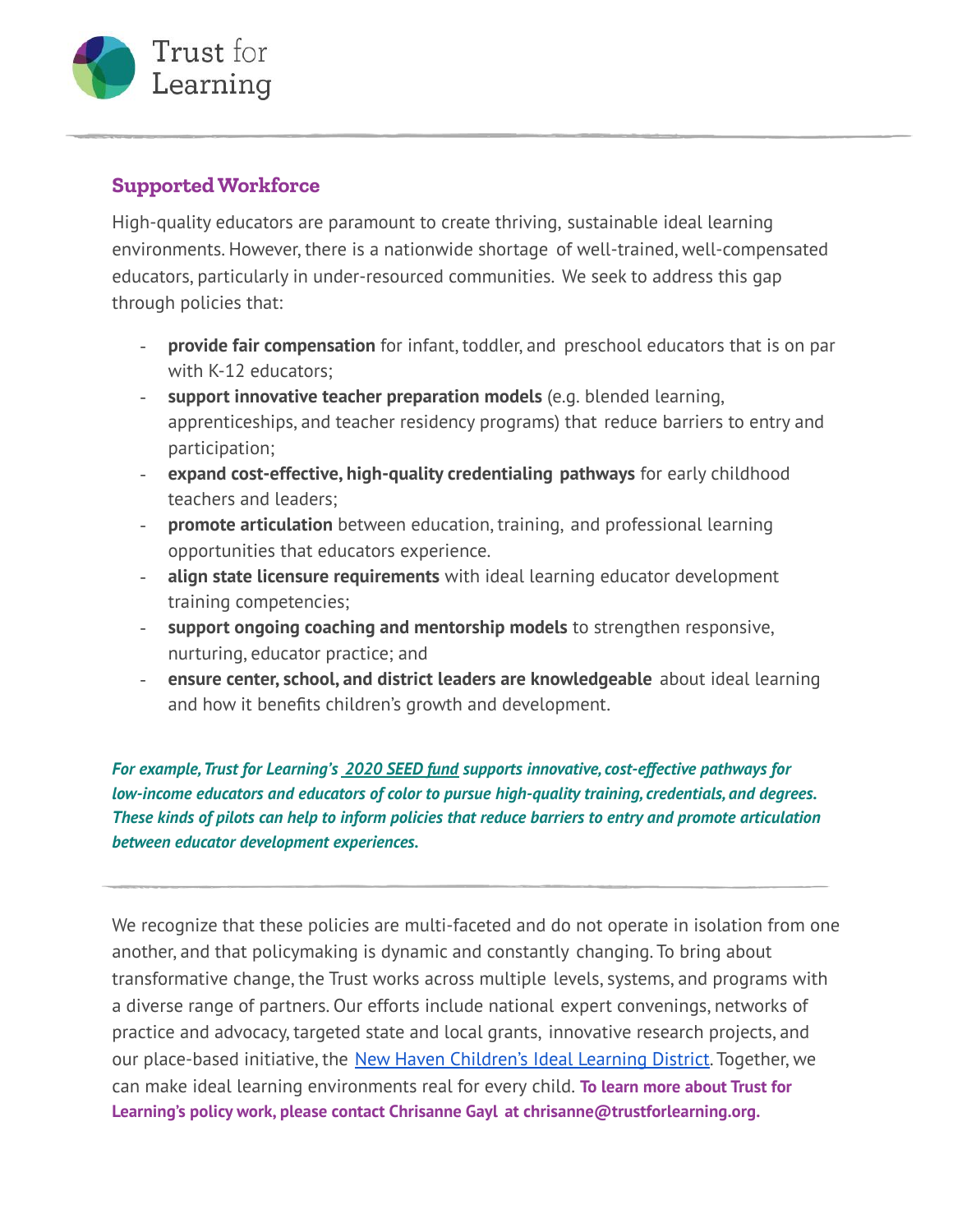## Supported Workforce

High-quality educators are paramount to create thriving, sustainable ideal learning environments. However, there is a nationwide shortage of well-trained, well-compensated educators, particularly in under-resourced communities. We seek to address this gap through policies that:

- **provide fair compensation** for infant, toddler, and preschool educators that is on par with K-12 educators;
- **support innovative teacher preparation models** (e.g. blended learning, apprenticeships, and teacher residency programs) that reduce barriers to entry and participation;
- **expand cost-effective, high-quality credentialing pathways** for early childhood teachers and leaders;
- **promote articulation** between education, training, and professional learning opportunities that educators experience.
- **align state licensure requirements** with ideal learning educator development training competencies;
- **support ongoing coaching and mentorship models** to strengthen responsive, nurturing, educator practice; and
- **ensure center, school, and district leaders are knowledgeable** about ideal learning and how it benefits children's growth and development.

***For example, Trust for Learning's 2020 SEED fund supports innovative, cost-effective pathways for low-income educators and educators of color to pursue high-quality training, credentials, and degrees. These kinds of pilots can help to inform policies that reduce barriers to entry and promote articulation between educator development experiences.***

---

We recognize that these policies are multi-faceted and do not operate in isolation from one another, and that policymaking is dynamic and constantly changing. To bring about transformative change, the Trust works across multiple levels, systems, and programs with a diverse range of partners. Our efforts include national expert convenings, networks of practice and advocacy, targeted state and local grants, innovative research projects, and our place-based initiative, the New Haven Children's Ideal Learning District. Together, we can make ideal learning environments real for every child. **To learn more about Trust for Learning's policy work, please contact Chrisanne Gayl at chrisanne@trustforlearning.org.**